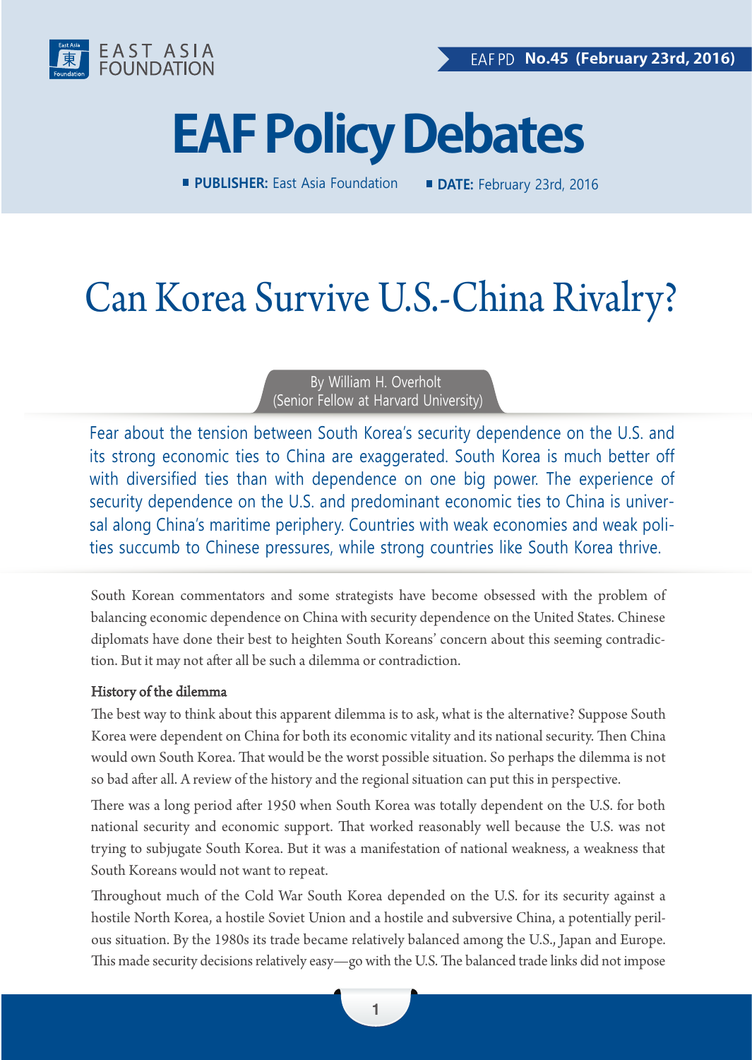EAST ASIA FOUNDATION

EAF PD **No.45 (February 23rd, 2016)**

# EAF Policy Debates

**PUBLISHER:** East Asia Foundation **DATE:** February 23rd, 2016

# Can Korea Survive U.S.-China Rivalry?

By William H. Overholt
(Senior Fellow at Harvard University)

Fear about the tension between South Korea's security dependence on the U.S. and its strong economic ties to China are exaggerated. South Korea is much better off with diversified ties than with dependence on one big power. The experience of security dependence on the U.S. and predominant economic ties to China is universal along China's maritime periphery. Countries with weak economies and weak polities succumb to Chinese pressures, while strong countries like South Korea thrive.

South Korean commentators and some strategists have become obsessed with the problem of balancing economic dependence on China with security dependence on the United States. Chinese diplomats have done their best to heighten South Koreans' concern about this seeming contradiction. But it may not after all be such a dilemma or contradiction.

## History of the dilemma

The best way to think about this apparent dilemma is to ask, what is the alternative? Suppose South Korea were dependent on China for both its economic vitality and its national security. Then China would own South Korea. That would be the worst possible situation. So perhaps the dilemma is not so bad after all. A review of the history and the regional situation can put this in perspective.

There was a long period after 1950 when South Korea was totally dependent on the U.S. for both national security and economic support. That worked reasonably well because the U.S. was not trying to subjugate South Korea. But it was a manifestation of national weakness, a weakness that South Koreans would not want to repeat.

Throughout much of the Cold War South Korea depended on the U.S. for its security against a hostile North Korea, a hostile Soviet Union and a hostile and subversive China, a potentially perilous situation. By the 1980s its trade became relatively balanced among the U.S., Japan and Europe. This made security decisions relatively easy—go with the U.S. The balanced trade links did not impose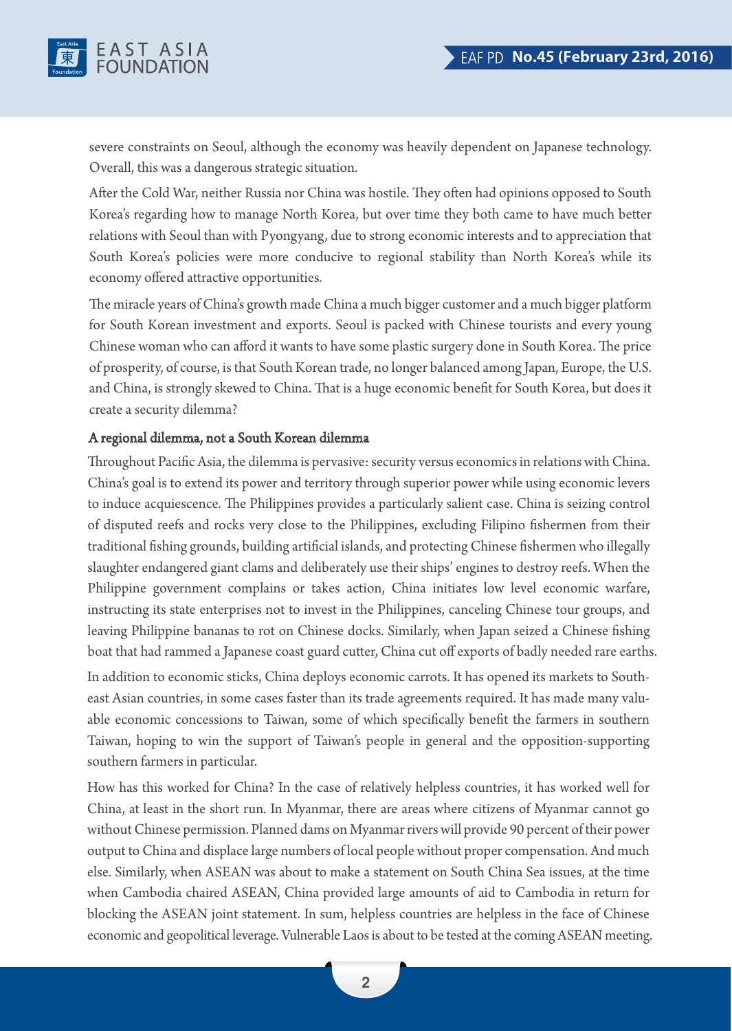severe constraints on Seoul, although the economy was heavily dependent on Japanese technology. Overall, this was a dangerous strategic situation.

After the Cold War, neither Russia nor China was hostile. They often had opinions opposed to South Korea's regarding how to manage North Korea, but over time they both came to have much better relations with Seoul than with Pyongyang, due to strong economic interests and to appreciation that South Korea's policies were more conducive to regional stability than North Korea's while its economy offered attractive opportunities.

The miracle years of China's growth made China a much bigger customer and a much bigger platform for South Korean investment and exports. Seoul is packed with Chinese tourists and every young Chinese woman who can afford it wants to have some plastic surgery done in South Korea. The price of prosperity, of course, is that South Korean trade, no longer balanced among Japan, Europe, the U.S. and China, is strongly skewed to China. That is a huge economic benefit for South Korea, but does it create a security dilemma?

### A regional dilemma, not a South Korean dilemma

Throughout Pacific Asia, the dilemma is pervasive: security versus economics in relations with China. China's goal is to extend its power and territory through superior power while using economic levers to induce acquiescence. The Philippines provides a particularly salient case. China is seizing control of disputed reefs and rocks very close to the Philippines, excluding Filipino fishermen from their traditional fishing grounds, building artificial islands, and protecting Chinese fishermen who illegally slaughter endangered giant clams and deliberately use their ships' engines to destroy reefs. When the Philippine government complains or takes action, China initiates low level economic warfare, instructing its state enterprises not to invest in the Philippines, canceling Chinese tour groups, and leaving Philippine bananas to rot on Chinese docks. Similarly, when Japan seized a Chinese fishing boat that had rammed a Japanese coast guard cutter, China cut off exports of badly needed rare earths.

In addition to economic sticks, China deploys economic carrots. It has opened its markets to Southeast Asian countries, in some cases faster than its trade agreements required. It has made many valuable economic concessions to Taiwan, some of which specifically benefit the farmers in southern Taiwan, hoping to win the support of Taiwan's people in general and the opposition-supporting southern farmers in particular.

How has this worked for China? In the case of relatively helpless countries, it has worked well for China, at least in the short run. In Myanmar, there are areas where citizens of Myanmar cannot go without Chinese permission. Planned dams on Myanmar rivers will provide 90 percent of their power output to China and displace large numbers of local people without proper compensation. And much else. Similarly, when ASEAN was about to make a statement on South China Sea issues, at the time when Cambodia chaired ASEAN, China provided large amounts of aid to Cambodia in return for blocking the ASEAN joint statement. In sum, helpless countries are helpless in the face of Chinese economic and geopolitical leverage. Vulnerable Laos is about to be tested at the coming ASEAN meeting.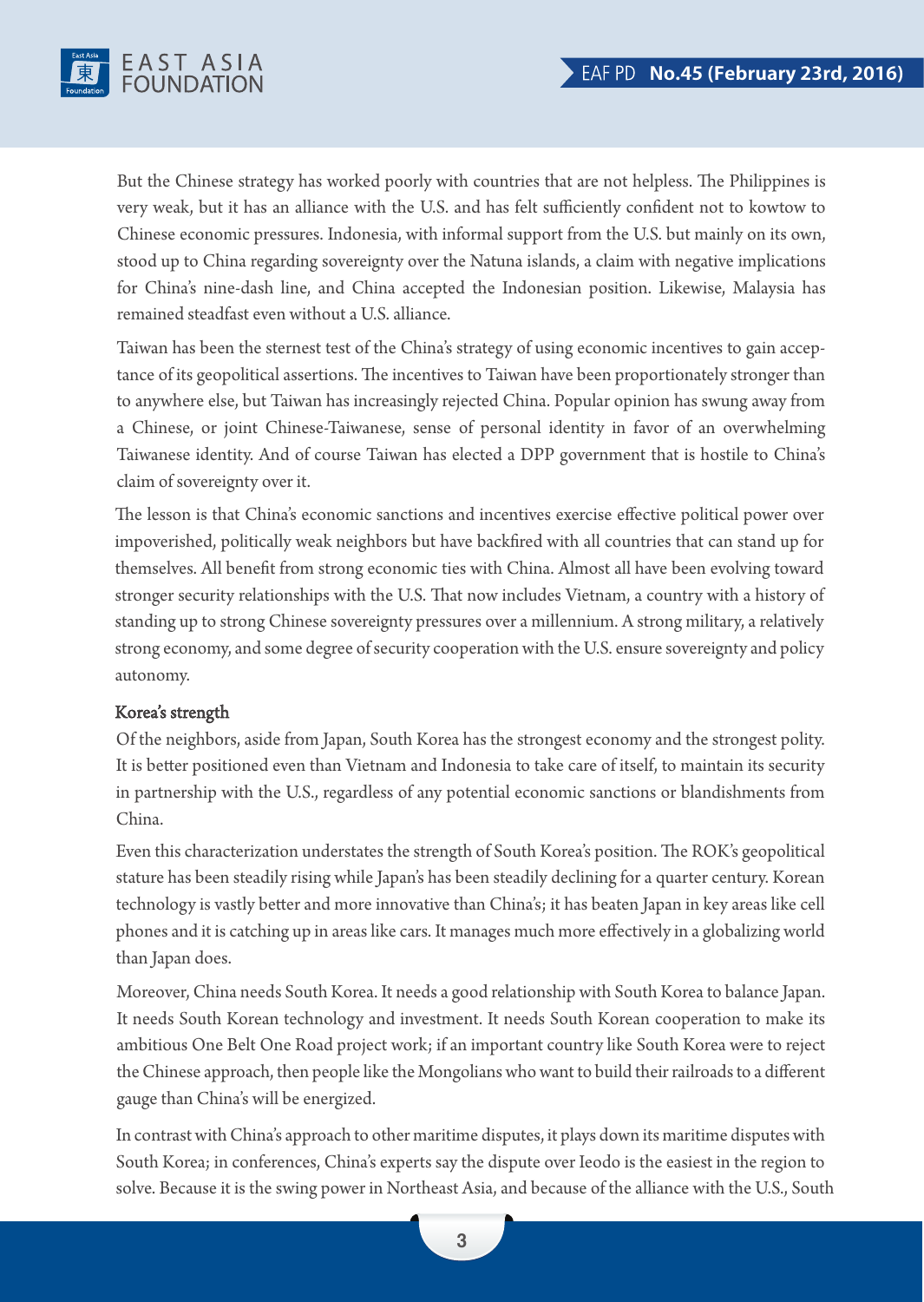But the Chinese strategy has worked poorly with countries that are not helpless. The Philippines is very weak, but it has an alliance with the U.S. and has felt sufficiently confident not to kowtow to Chinese economic pressures. Indonesia, with informal support from the U.S. but mainly on its own, stood up to China regarding sovereignty over the Natuna islands, a claim with negative implications for China's nine-dash line, and China accepted the Indonesian position. Likewise, Malaysia has remained steadfast even without a U.S. alliance.

Taiwan has been the sternest test of the China's strategy of using economic incentives to gain acceptance of its geopolitical assertions. The incentives to Taiwan have been proportionately stronger than to anywhere else, but Taiwan has increasingly rejected China. Popular opinion has swung away from a Chinese, or joint Chinese-Taiwanese, sense of personal identity in favor of an overwhelming Taiwanese identity. And of course Taiwan has elected a DPP government that is hostile to China's claim of sovereignty over it.

The lesson is that China's economic sanctions and incentives exercise effective political power over impoverished, politically weak neighbors but have backfired with all countries that can stand up for themselves. All benefit from strong economic ties with China. Almost all have been evolving toward stronger security relationships with the U.S. That now includes Vietnam, a country with a history of standing up to strong Chinese sovereignty pressures over a millennium. A strong military, a relatively strong economy, and some degree of security cooperation with the U.S. ensure sovereignty and policy autonomy.

### Korea's strength

Of the neighbors, aside from Japan, South Korea has the strongest economy and the strongest polity. It is better positioned even than Vietnam and Indonesia to take care of itself, to maintain its security in partnership with the U.S., regardless of any potential economic sanctions or blandishments from China.

Even this characterization understates the strength of South Korea's position. The ROK's geopolitical stature has been steadily rising while Japan's has been steadily declining for a quarter century. Korean technology is vastly better and more innovative than China's; it has beaten Japan in key areas like cell phones and it is catching up in areas like cars. It manages much more effectively in a globalizing world than Japan does.

Moreover, China needs South Korea. It needs a good relationship with South Korea to balance Japan. It needs South Korean technology and investment. It needs South Korean cooperation to make its ambitious One Belt One Road project work; if an important country like South Korea were to reject the Chinese approach, then people like the Mongolians who want to build their railroads to a different gauge than China's will be energized.

In contrast with China's approach to other maritime disputes, it plays down its maritime disputes with South Korea; in conferences, China's experts say the dispute over Ieodo is the easiest in the region to solve. Because it is the swing power in Northeast Asia, and because of the alliance with the U.S., South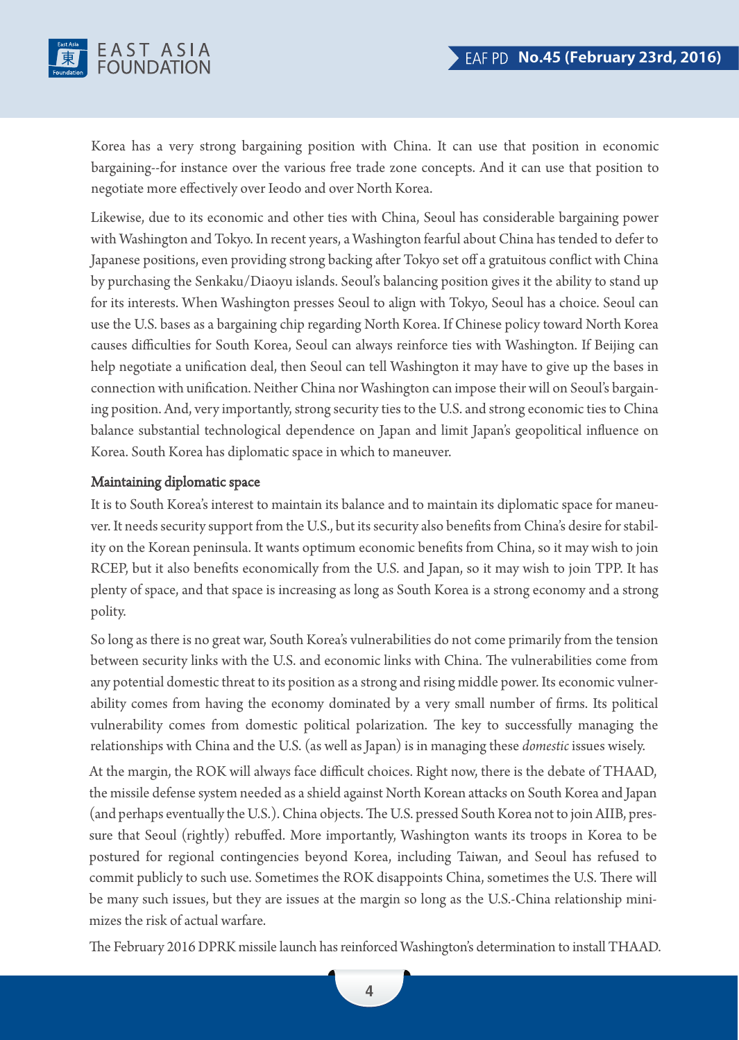Korea has a very strong bargaining position with China. It can use that position in economic bargaining--for instance over the various free trade zone concepts. And it can use that position to negotiate more effectively over Ieodo and over North Korea.

Likewise, due to its economic and other ties with China, Seoul has considerable bargaining power with Washington and Tokyo. In recent years, a Washington fearful about China has tended to defer to Japanese positions, even providing strong backing after Tokyo set off a gratuitous conflict with China by purchasing the Senkaku/Diaoyu islands. Seoul's balancing position gives it the ability to stand up for its interests. When Washington presses Seoul to align with Tokyo, Seoul has a choice. Seoul can use the U.S. bases as a bargaining chip regarding North Korea. If Chinese policy toward North Korea causes difficulties for South Korea, Seoul can always reinforce ties with Washington. If Beijing can help negotiate a unification deal, then Seoul can tell Washington it may have to give up the bases in connection with unification. Neither China nor Washington can impose their will on Seoul's bargaining position. And, very importantly, strong security ties to the U.S. and strong economic ties to China balance substantial technological dependence on Japan and limit Japan's geopolitical influence on Korea. South Korea has diplomatic space in which to maneuver.

## Maintaining diplomatic space

It is to South Korea's interest to maintain its balance and to maintain its diplomatic space for maneuver. It needs security support from the U.S., but its security also benefits from China's desire for stability on the Korean peninsula. It wants optimum economic benefits from China, so it may wish to join RCEP, but it also benefits economically from the U.S. and Japan, so it may wish to join TPP. It has plenty of space, and that space is increasing as long as South Korea is a strong economy and a strong polity.

So long as there is no great war, South Korea's vulnerabilities do not come primarily from the tension between security links with the U.S. and economic links with China. The vulnerabilities come from any potential domestic threat to its position as a strong and rising middle power. Its economic vulnerability comes from having the economy dominated by a very small number of firms. Its political vulnerability comes from domestic political polarization. The key to successfully managing the relationships with China and the U.S. (as well as Japan) is in managing these *domestic* issues wisely.

At the margin, the ROK will always face difficult choices. Right now, there is the debate of THAAD, the missile defense system needed as a shield against North Korean attacks on South Korea and Japan (and perhaps eventually the U.S.). China objects. The U.S. pressed South Korea not to join AIIB, pressure that Seoul (rightly) rebuffed. More importantly, Washington wants its troops in Korea to be postured for regional contingencies beyond Korea, including Taiwan, and Seoul has refused to commit publicly to such use. Sometimes the ROK disappoints China, sometimes the U.S. There will be many such issues, but they are issues at the margin so long as the U.S.-China relationship minimizes the risk of actual warfare.

The February 2016 DPRK missile launch has reinforced Washington's determination to install THAAD.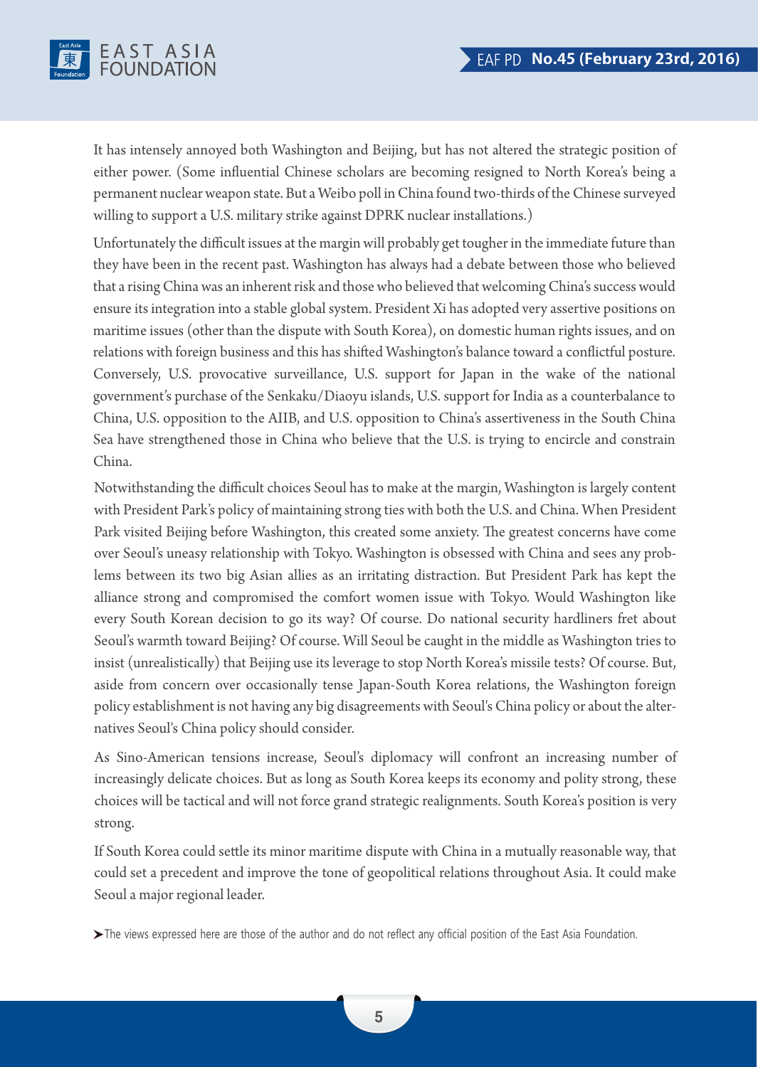It has intensely annoyed both Washington and Beijing, but has not altered the strategic position of either power. (Some influential Chinese scholars are becoming resigned to North Korea's being a permanent nuclear weapon state. But a Weibo poll in China found two-thirds of the Chinese surveyed willing to support a U.S. military strike against DPRK nuclear installations.)

Unfortunately the difficult issues at the margin will probably get tougher in the immediate future than they have been in the recent past. Washington has always had a debate between those who believed that a rising China was an inherent risk and those who believed that welcoming China's success would ensure its integration into a stable global system. President Xi has adopted very assertive positions on maritime issues (other than the dispute with South Korea), on domestic human rights issues, and on relations with foreign business and this has shifted Washington's balance toward a conflictful posture. Conversely, U.S. provocative surveillance, U.S. support for Japan in the wake of the national government's purchase of the Senkaku/Diaoyu islands, U.S. support for India as a counterbalance to China, U.S. opposition to the AIIB, and U.S. opposition to China's assertiveness in the South China Sea have strengthened those in China who believe that the U.S. is trying to encircle and constrain China.

Notwithstanding the difficult choices Seoul has to make at the margin, Washington is largely content with President Park's policy of maintaining strong ties with both the U.S. and China. When President Park visited Beijing before Washington, this created some anxiety. The greatest concerns have come over Seoul's uneasy relationship with Tokyo. Washington is obsessed with China and sees any problems between its two big Asian allies as an irritating distraction. But President Park has kept the alliance strong and compromised the comfort women issue with Tokyo. Would Washington like every South Korean decision to go its way? Of course. Do national security hardliners fret about Seoul's warmth toward Beijing? Of course. Will Seoul be caught in the middle as Washington tries to insist (unrealistically) that Beijing use its leverage to stop North Korea's missile tests? Of course. But, aside from concern over occasionally tense Japan-South Korea relations, the Washington foreign policy establishment is not having any big disagreements with Seoul's China policy or about the alternatives Seoul's China policy should consider.

As Sino-American tensions increase, Seoul's diplomacy will confront an increasing number of increasingly delicate choices. But as long as South Korea keeps its economy and polity strong, these choices will be tactical and will not force grand strategic realignments. South Korea's position is very strong.

If South Korea could settle its minor maritime dispute with China in a mutually reasonable way, that could set a precedent and improve the tone of geopolitical relations throughout Asia. It could make Seoul a major regional leader.

➤ The views expressed here are those of the author and do not reflect any official position of the East Asia Foundation.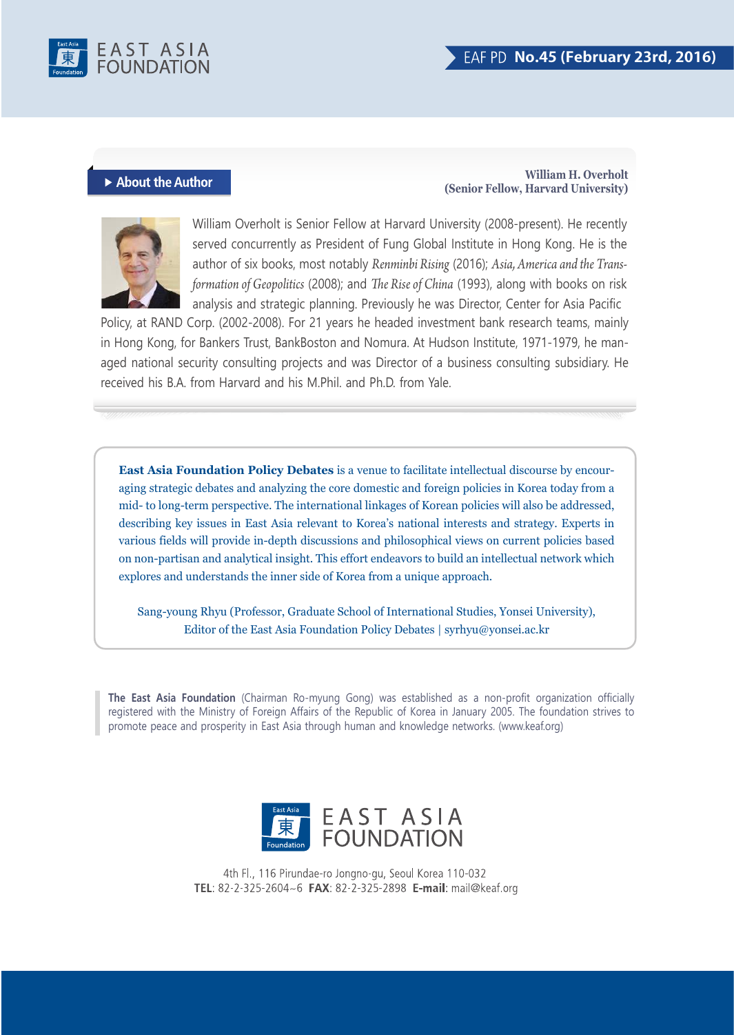## About the Author

**William H. Overholt (Senior Fellow, Harvard University)**

William Overholt is Senior Fellow at Harvard University (2008-present). He recently served concurrently as President of Fung Global Institute in Hong Kong. He is the author of six books, most notably *Renminbi Rising* (2016); *Asia, America and the Transformation of Geopolitics* (2008); and *The Rise of China* (1993), along with books on risk analysis and strategic planning. Previously he was Director, Center for Asia Pacific Policy, at RAND Corp. (2002-2008). For 21 years he headed investment bank research teams, mainly in Hong Kong, for Bankers Trust, BankBoston and Nomura. At Hudson Institute, 1971-1979, he managed national security consulting projects and was Director of a business consulting subsidiary. He received his B.A. from Harvard and his M.Phil. and Ph.D. from Yale.

---

**East Asia Foundation Policy Debates** is a venue to facilitate intellectual discourse by encouraging strategic debates and analyzing the core domestic and foreign policies in Korea today from a mid- to long-term perspective. The international linkages of Korean policies will also be addressed, describing key issues in East Asia relevant to Korea's national interests and strategy. Experts in various fields will provide in-depth discussions and philosophical views on current policies based on non-partisan and analytical insight. This effort endeavors to build an intellectual network which explores and understands the inner side of Korea from a unique approach.

Sang-young Rhyu (Professor, Graduate School of International Studies, Yonsei University),
Editor of the East Asia Foundation Policy Debates | syrhyu@yonsei.ac.kr

---

**The East Asia Foundation** (Chairman Ro-myung Gong) was established as a non-profit organization officially registered with the Ministry of Foreign Affairs of the Republic of Korea in January 2005. The foundation strives to promote peace and prosperity in East Asia through human and knowledge networks. (www.keaf.org)

EAST ASIA FOUNDATION

4th Fl., 116 Pirundae-ro Jongno-gu, Seoul Korea 110-032
**TEL**: 82-2-325-2604~6 **FAX**: 82-2-325-2898 **E-mail**: mail@keaf.org